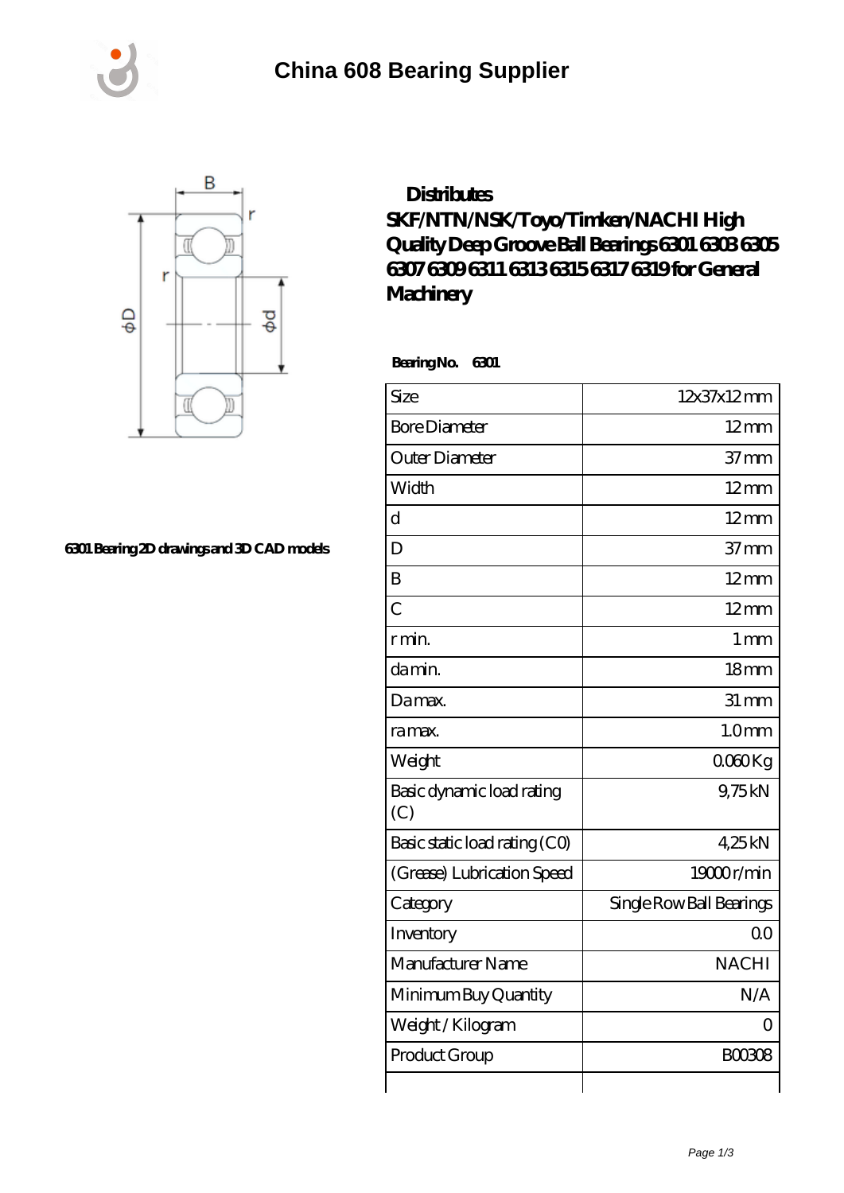# China 608 Bearing Supplier

## Distributes SKF/NTN/NSK/Toyo/Timken/NACHI High Quality Deep Groove Ball Bearings 6301 6303 6305 6307 6309 6311 6313 6315 6317 6319 for General Machinery

6301 Bearing 2D drawings and 3D CAD models

**Bearing No. 6301**

| Size | 12x37x12 mm |
|---|---|
| Bore Diameter | 12 mm |
| Outer Diameter | 37 mm |
| Width | 12 mm |
| d | 12 mm |
| D | 37 mm |
| B | 12 mm |
| C | 12 mm |
| r min. | 1 mm |
| da min. | 18 mm |
| Da max. | 31 mm |
| ra max. | 1.0 mm |
| Weight | 0.060 Kg |
| Basic dynamic load rating (C) | 9,75 kN |
| Basic static load rating (C0) | 4,25 kN |
| (Grease) Lubrication Speed | 19000 r/min |
| Category | Single Row Ball Bearings |
| Inventory | 0.0 |
| Manufacturer Name | NACHI |
| Minimum Buy Quantity | N/A |
| Weight / Kilogram | 0 |
| Product Group | B00308 |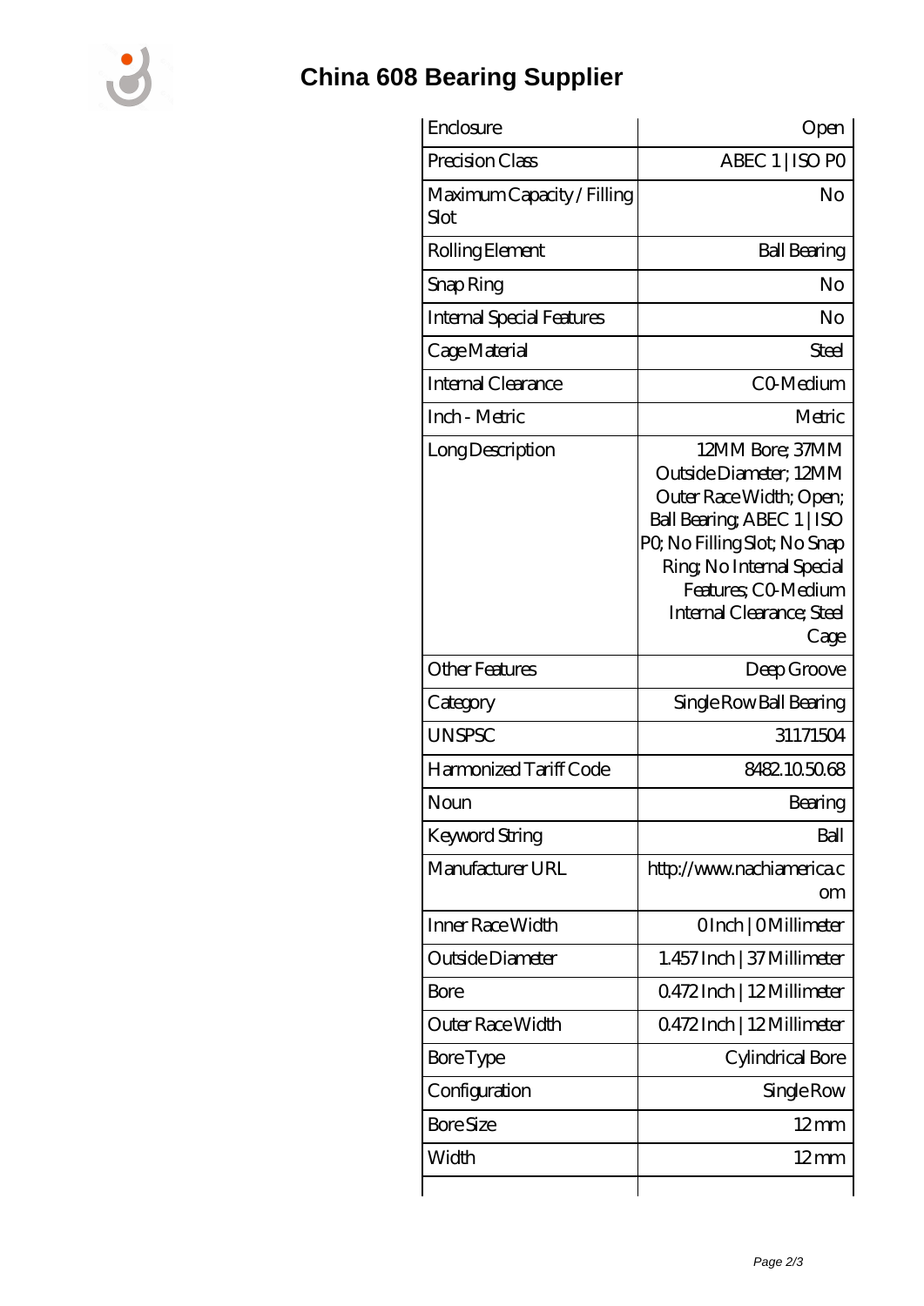# China 608 Bearing Supplier

| | |
|---|---|
| Enclosure | Open |
| Precision Class | ABEC 1 \| ISO P0 |
| Maximum Capacity / Filling Slot | No |
| Rolling Element | Ball Bearing |
| Snap Ring | No |
| Internal Special Features | No |
| Cage Material | Steel |
| Internal Clearance | C0-Medium |
| Inch - Metric | Metric |
| Long Description | 12MM Bore; 37MM Outside Diameter; 12MM Outer Race Width; Open; Ball Bearing; ABEC 1 \| ISO P0; No Filling Slot; No Snap Ring; No Internal Special Features; C0-Medium Internal Clearance; Steel Cage |
| Other Features | Deep Groove |
| Category | Single Row Ball Bearing |
| UNSPSC | 31171504 |
| Harmonized Tariff Code | 8482.10.50.68 |
| Noun | Bearing |
| Keyword String | Ball |
| Manufacturer URL | http://www.nachiamerica.com |
| Inner Race Width | 0 Inch \| 0 Millimeter |
| Outside Diameter | 1.457 Inch \| 37 Millimeter |
| Bore | 0.472 Inch \| 12 Millimeter |
| Outer Race Width | 0.472 Inch \| 12 Millimeter |
| Bore Type | Cylindrical Bore |
| Configuration | Single Row |
| Bore Size | 12 mm |
| Width | 12 mm |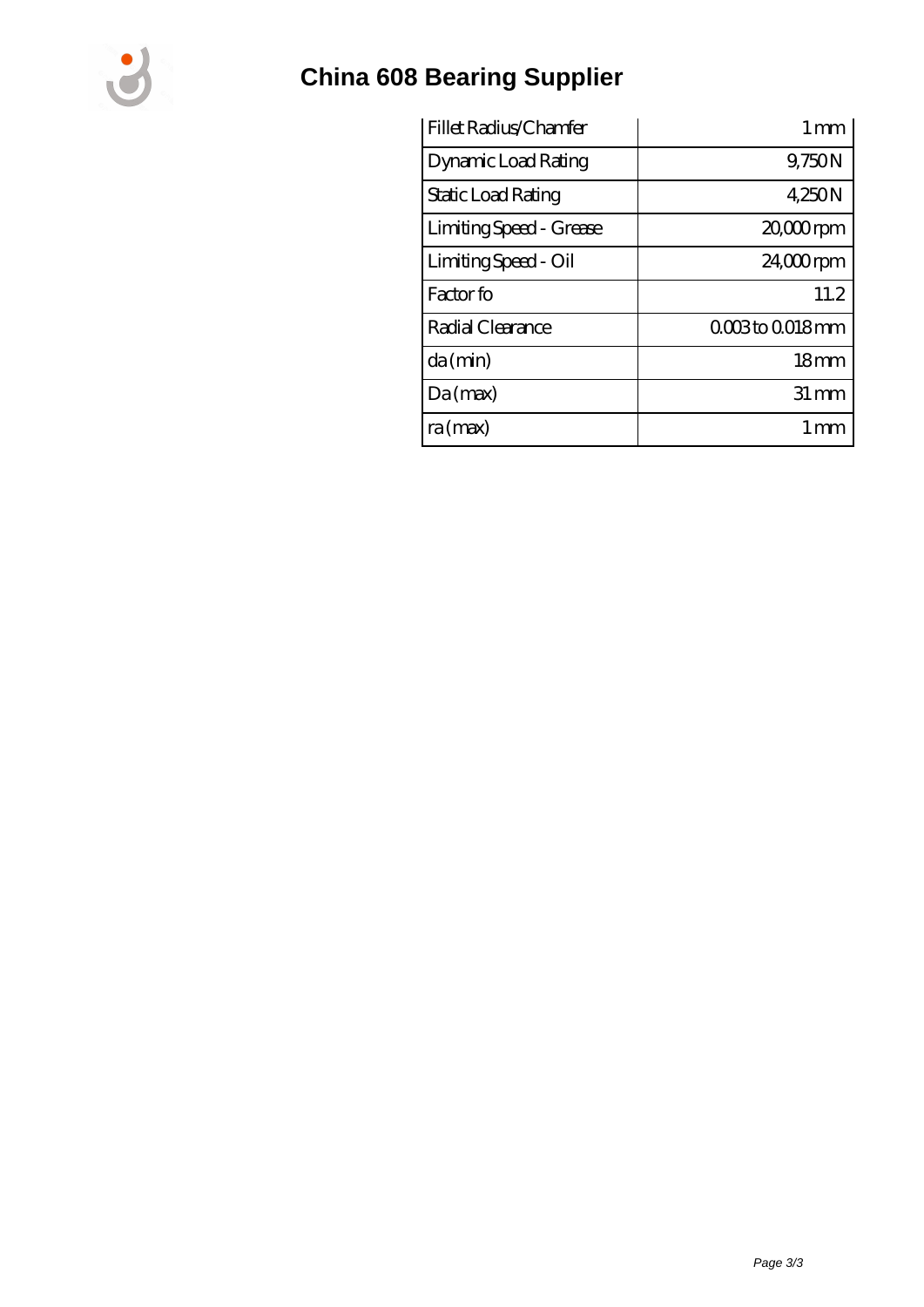# China 608 Bearing Supplier

| | |
|---|---|
| Fillet Radius/Chamfer | 1 mm |
| Dynamic Load Rating | 9,750 N |
| Static Load Rating | 4,250 N |
| Limiting Speed - Grease | 20,000 rpm |
| Limiting Speed - Oil | 24,000 rpm |
| Factor fo | 11.2 |
| Radial Clearance | 0.003 to 0.018 mm |
| da (min) | 18 mm |
| Da (max) | 31 mm |
| ra (max) | 1 mm |